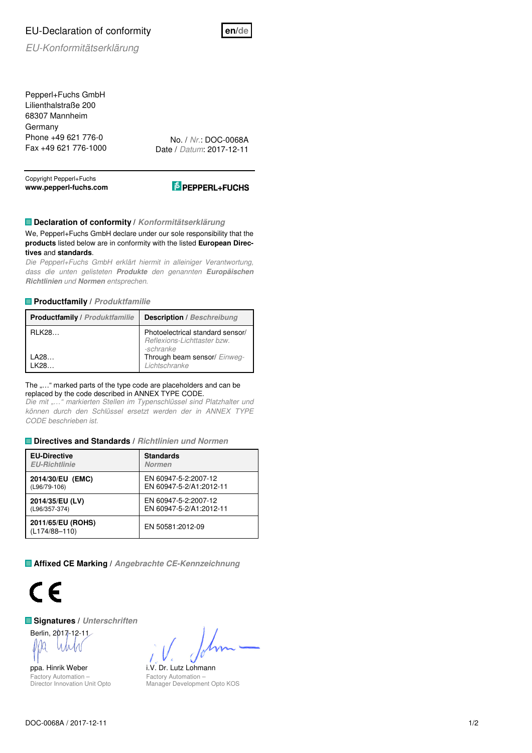# EU-Declaration of conformity

*EU-Konformitätserklärung*

en/de

Pepperl+Fuchs GmbH
Lilienthalstraße 200
68307 Mannheim
Germany
Phone +49 621 776-0
Fax +49 621 776-1000

No. / *Nr.*: DOC-0068A
Date / *Datum*: 2017-12-11

Copyright Pepperl+Fuchs
**www.pepperl-fuchs.com**

PEPPERL+FUCHS

## Declaration of conformity / *Konformitätserklärung*

We, Pepperl+Fuchs GmbH declare under our sole responsibility that the **products** listed below are in conformity with the listed **European Directives** and **standards**.

*Die Pepperl+Fuchs GmbH erklärt hiermit in alleiniger Verantwortung, dass die unten gelisteten **Produkte** den genannten **Europäischen Richtlinien** und **Normen** entsprechen.*

## Productfamily / *Produktfamilie*

| **Productfamily** / *Produktfamilie* | **Description** / *Beschreibung* |
|---|---|
| RLK28… | Photoelectrical standard sensor/ *Reflexions-Lichttaster bzw. -schranke* |
| LA28…<br>LK28… | Through beam sensor/ *Einweg-Lichtschranke* |

The „…" marked parts of the type code are placeholders and can be replaced by the code described in ANNEX TYPE CODE.

*Die mit „…" markierten Stellen im Typenschlüssel sind Platzhalter und können durch den Schlüssel ersetzt werden der in ANNEX TYPE CODE beschrieben ist.*

## Directives and Standards / *Richtlinien und Normen*

| **EU-Directive**<br>*EU-Richtlinie* | **Standards**<br>*Normen* |
|---|---|
| **2014/30/EU (EMC)**<br>(L96/79-106) | EN 60947-5-2:2007-12<br>EN 60947-5-2/A1:2012-11 |
| **2014/35/EU (LV)**<br>(L96/357-374) | EN 60947-5-2:2007-12<br>EN 60947-5-2/A1:2012-11 |
| **2011/65/EU (ROHS)**<br>(L174/88–110) | EN 50581:2012-09 |

## Affixed CE Marking / *Angebrachte CE-Kennzeichnung*

CE

## Signatures / *Unterschriften*

Berlin, 2017-12-11

ppa. Hinrik Weber
Factory Automation –
Director Innovation Unit Opto

i.V. Dr. Lutz Lohmann
Factory Automation –
Manager Development Opto KOS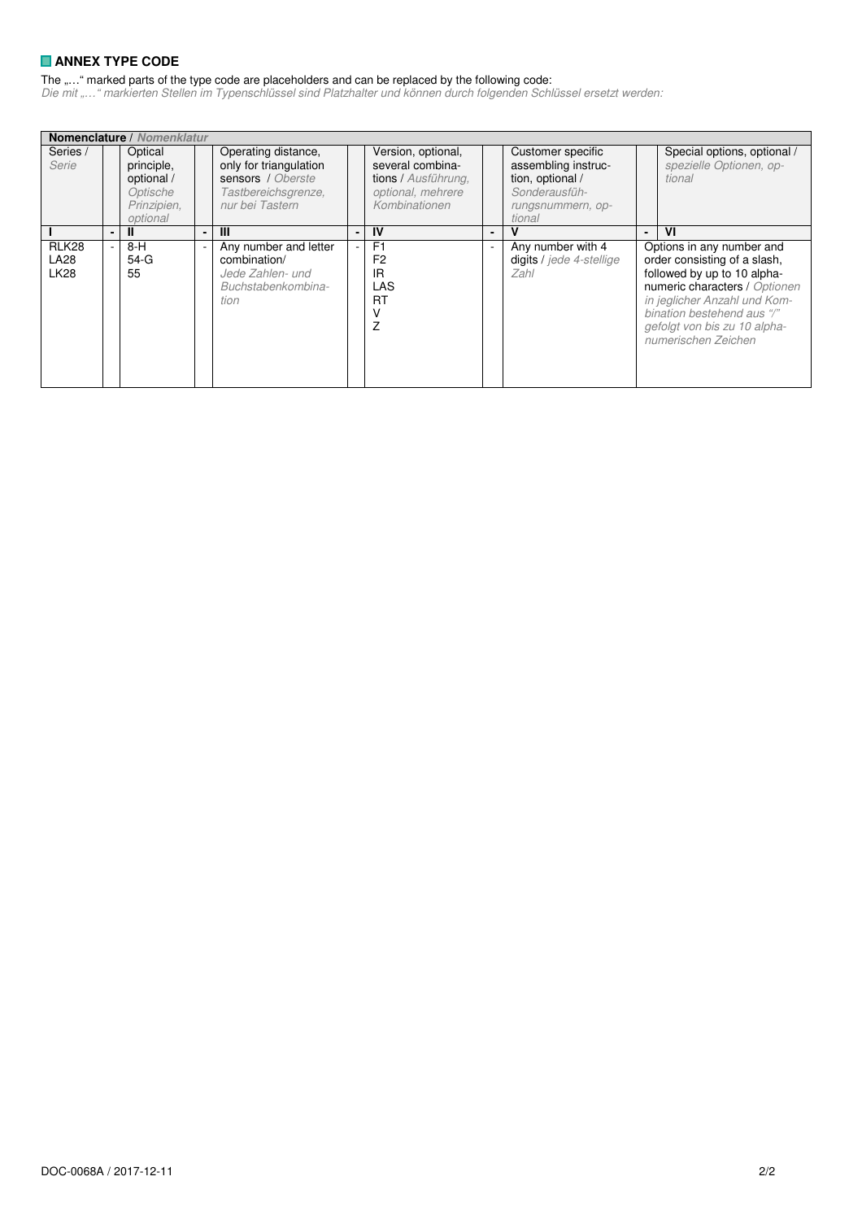## ANNEX TYPE CODE

The „…" marked parts of the type code are placeholders and can be replaced by the following code:
*Die mit „…" markierten Stellen im Typenschlüssel sind Platzhalter und können durch folgenden Schlüssel ersetzt werden:*

| **Nomenclature** / *Nomenklatur* | | | | | | | | | | |
|---|---|---|---|---|---|---|---|---|---|---|
| Series / *Serie* | | Optical principle, optional / *Optische Prinzipien, optional* | | Operating distance, only for triangulation sensors / *Oberste Tastbereichsgrenze, nur bei Tastern* | | Version, optional, several combinations / *Ausführung, optional, mehrere Kombinationen* | | Customer specific assembling instruction, optional / *Sonderausführungsnummern, optional* | | Special options, optional / *spezielle Optionen, optional* |
| **I** | **-** | **II** | **-** | **III** | **-** | **IV** | **-** | **V** | **-** | **VI** |
| RLK28<br>LA28<br>LK28 | - | 8-H<br>54-G<br>55 | - | Any number and letter combination/ *Jede Zahlen- und Buchstabenkombination* | - | F1<br>F2<br>IR<br>LAS<br>RT<br>V<br>Z | - | Any number with 4 digits / *jede 4-stellige Zahl* | | Options in any number and order consisting of a slash, followed by up to 10 alphanumeric characters / *Optionen in jeglicher Anzahl und Kombination bestehend aus "/" gefolgt von bis zu 10 alphanumerischen Zeichen* |

DOC-0068A / 2017-12-11